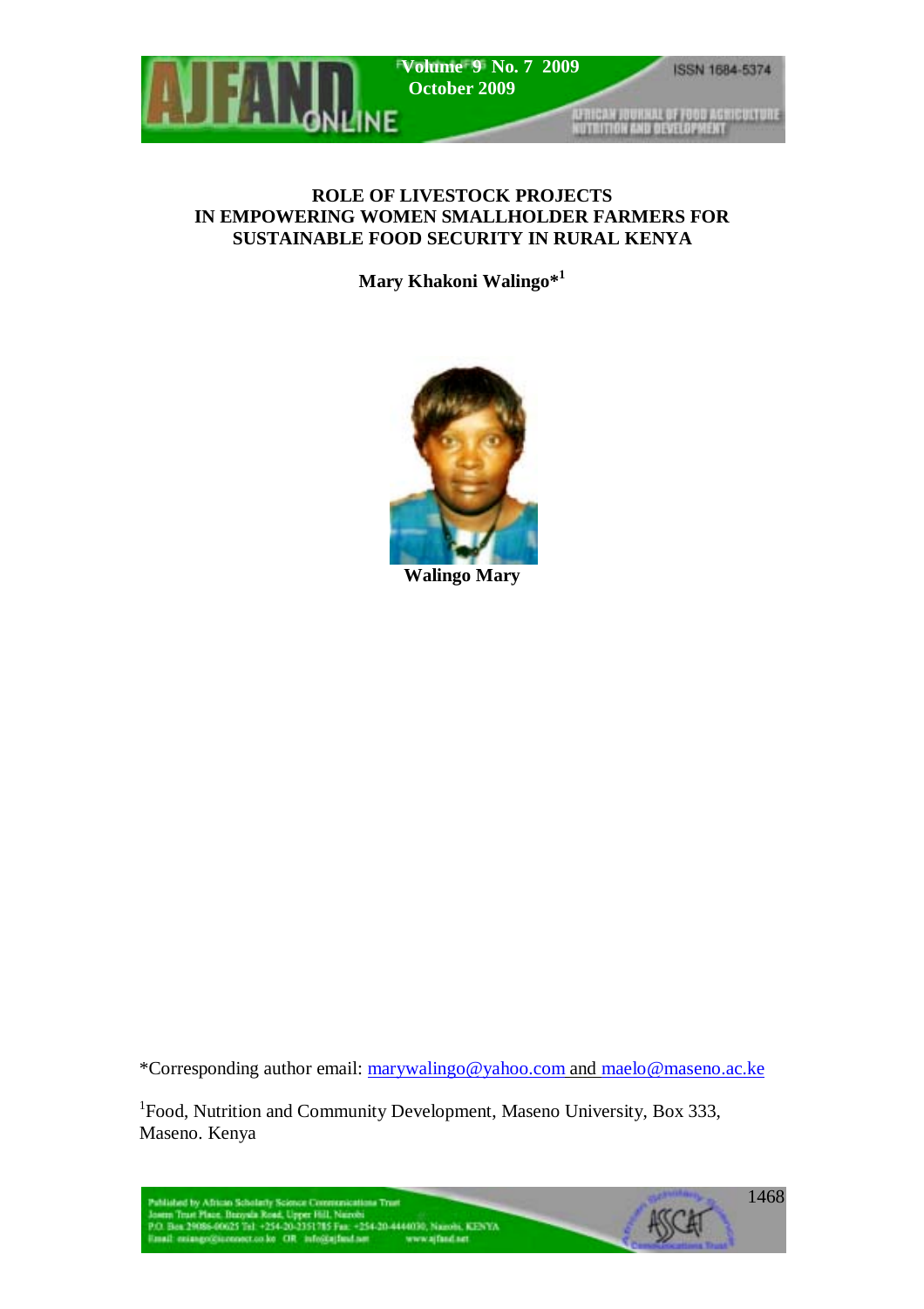# ROLE OF LIVESTOCK PROJECTS IN EMPOWERING WOMEN SMALLHOLDER FARMERS FOR SUSTAINABLE FOOD SECURITY IN RURAL KENYA

**Mary Khakoni Walingo*[1]**

**Walingo Mary**

*Corresponding author email: marywalingo@yahoo.com and maelo@maseno.ac.ke

[1]Food, Nutrition and Community Development, Maseno University, Box 333, Maseno. Kenya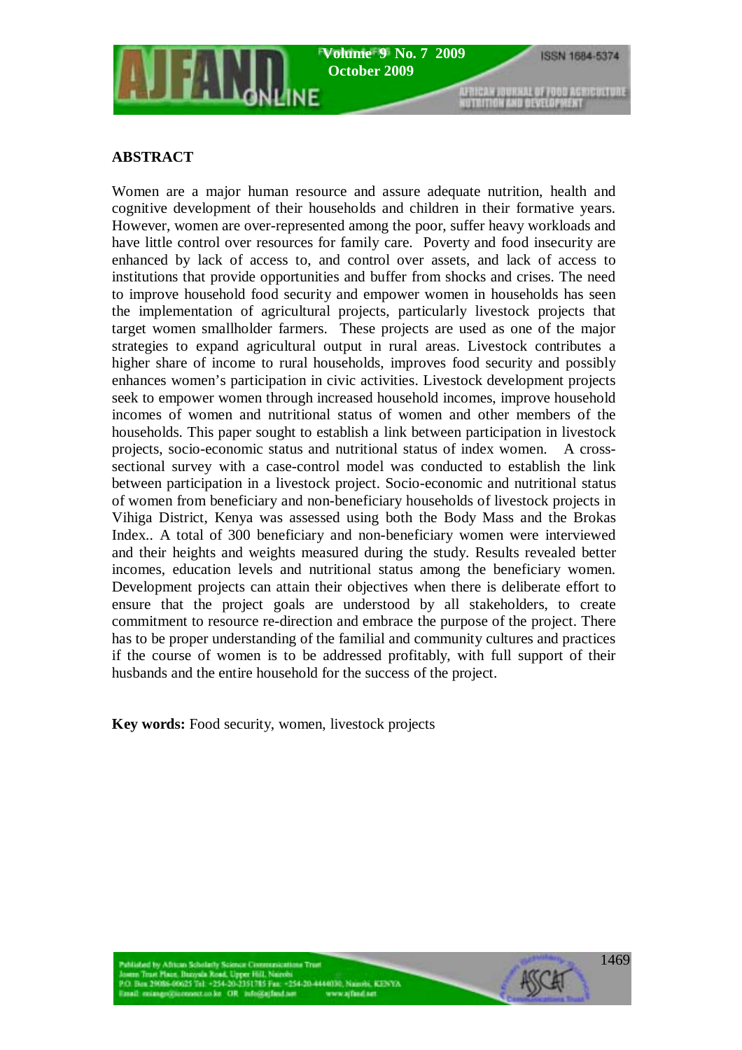## ABSTRACT

Women are a major human resource and assure adequate nutrition, health and cognitive development of their households and children in their formative years. However, women are over-represented among the poor, suffer heavy workloads and have little control over resources for family care. Poverty and food insecurity are enhanced by lack of access to, and control over assets, and lack of access to institutions that provide opportunities and buffer from shocks and crises. The need to improve household food security and empower women in households has seen the implementation of agricultural projects, particularly livestock projects that target women smallholder farmers. These projects are used as one of the major strategies to expand agricultural output in rural areas. Livestock contributes a higher share of income to rural households, improves food security and possibly enhances women's participation in civic activities. Livestock development projects seek to empower women through increased household incomes, improve household incomes of women and nutritional status of women and other members of the households. This paper sought to establish a link between participation in livestock projects, socio-economic status and nutritional status of index women. A cross-sectional survey with a case-control model was conducted to establish the link between participation in a livestock project. Socio-economic and nutritional status of women from beneficiary and non-beneficiary households of livestock projects in Vihiga District, Kenya was assessed using both the Body Mass and the Brokas Index.. A total of 300 beneficiary and non-beneficiary women were interviewed and their heights and weights measured during the study. Results revealed better incomes, education levels and nutritional status among the beneficiary women. Development projects can attain their objectives when there is deliberate effort to ensure that the project goals are understood by all stakeholders, to create commitment to resource re-direction and embrace the purpose of the project. There has to be proper understanding of the familial and community cultures and practices if the course of women is to be addressed profitably, with full support of their husbands and the entire household for the success of the project.

**Key words:** Food security, women, livestock projects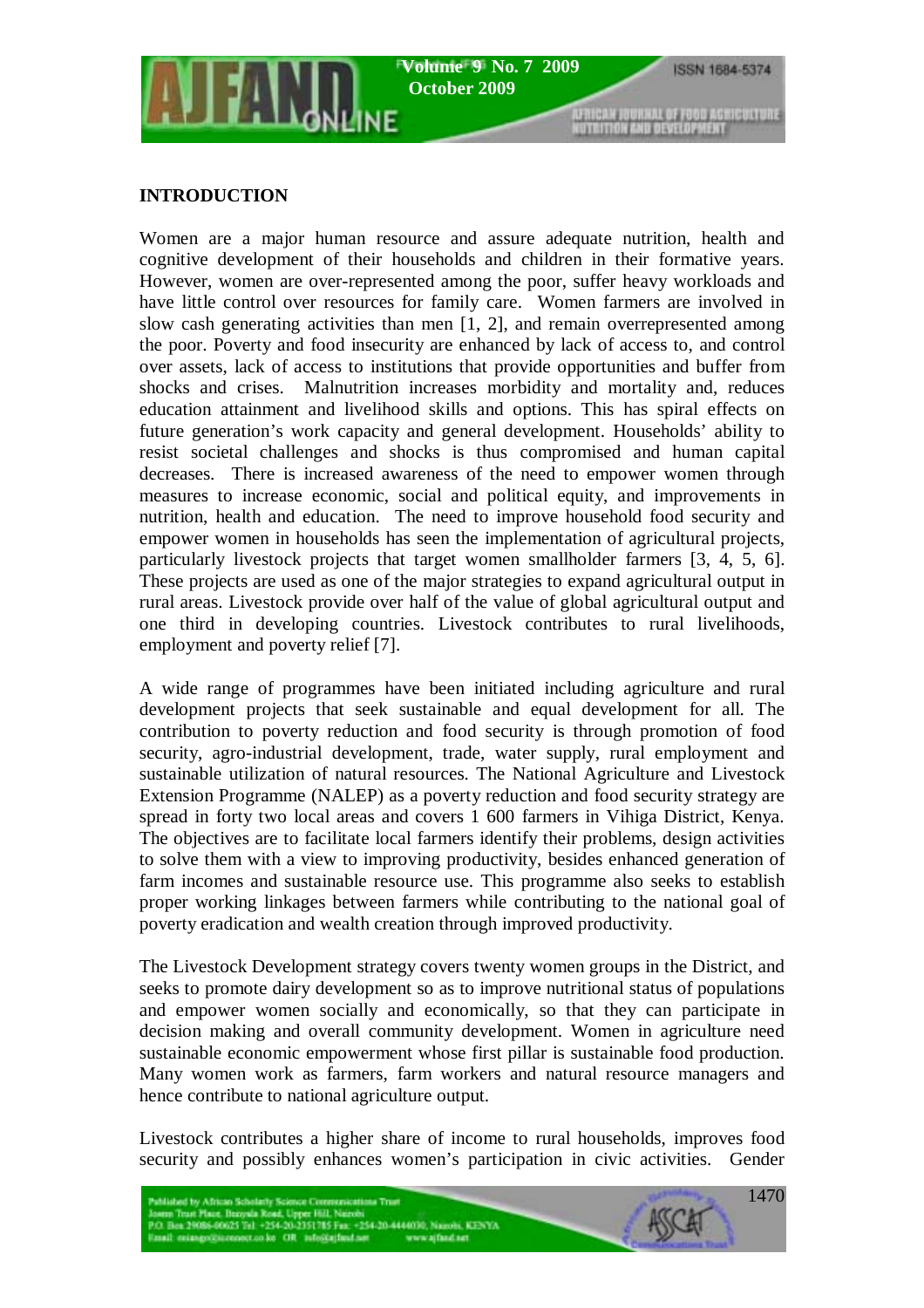## INTRODUCTION

Women are a major human resource and assure adequate nutrition, health and cognitive development of their households and children in their formative years. However, women are over-represented among the poor, suffer heavy workloads and have little control over resources for family care. Women farmers are involved in slow cash generating activities than men [1, 2], and remain overrepresented among the poor. Poverty and food insecurity are enhanced by lack of access to, and control over assets, lack of access to institutions that provide opportunities and buffer from shocks and crises. Malnutrition increases morbidity and mortality and, reduces education attainment and livelihood skills and options. This has spiral effects on future generation's work capacity and general development. Households' ability to resist societal challenges and shocks is thus compromised and human capital decreases. There is increased awareness of the need to empower women through measures to increase economic, social and political equity, and improvements in nutrition, health and education. The need to improve household food security and empower women in households has seen the implementation of agricultural projects, particularly livestock projects that target women smallholder farmers [3, 4, 5, 6]. These projects are used as one of the major strategies to expand agricultural output in rural areas. Livestock provide over half of the value of global agricultural output and one third in developing countries. Livestock contributes to rural livelihoods, employment and poverty relief [7].

A wide range of programmes have been initiated including agriculture and rural development projects that seek sustainable and equal development for all. The contribution to poverty reduction and food security is through promotion of food security, agro-industrial development, trade, water supply, rural employment and sustainable utilization of natural resources. The National Agriculture and Livestock Extension Programme (NALEP) as a poverty reduction and food security strategy are spread in forty two local areas and covers 1 600 farmers in Vihiga District, Kenya. The objectives are to facilitate local farmers identify their problems, design activities to solve them with a view to improving productivity, besides enhanced generation of farm incomes and sustainable resource use. This programme also seeks to establish proper working linkages between farmers while contributing to the national goal of poverty eradication and wealth creation through improved productivity.

The Livestock Development strategy covers twenty women groups in the District, and seeks to promote dairy development so as to improve nutritional status of populations and empower women socially and economically, so that they can participate in decision making and overall community development. Women in agriculture need sustainable economic empowerment whose first pillar is sustainable food production. Many women work as farmers, farm workers and natural resource managers and hence contribute to national agriculture output.

Livestock contributes a higher share of income to rural households, improves food security and possibly enhances women's participation in civic activities. Gender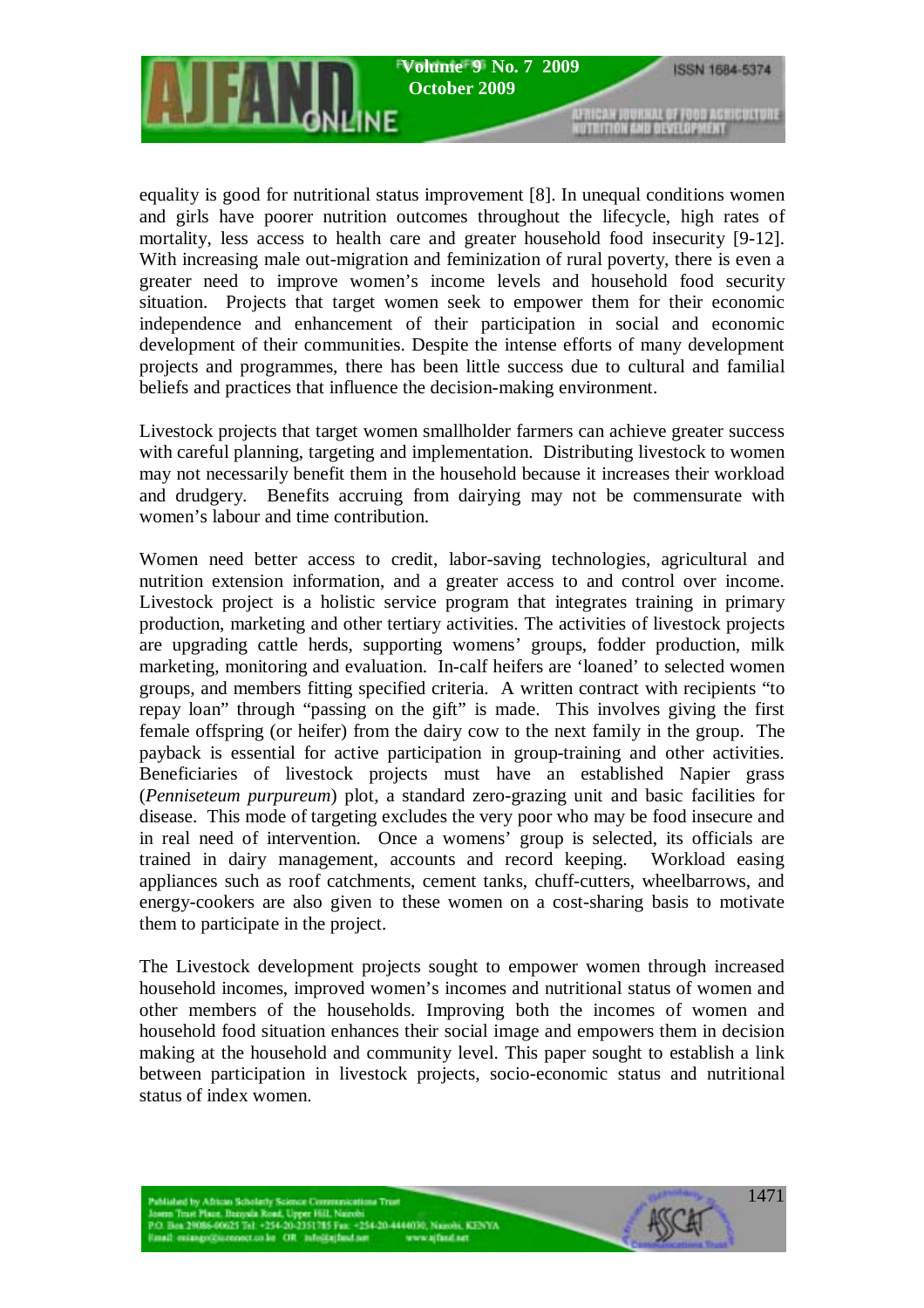equality is good for nutritional status improvement [8]. In unequal conditions women and girls have poorer nutrition outcomes throughout the lifecycle, high rates of mortality, less access to health care and greater household food insecurity [9-12]. With increasing male out-migration and feminization of rural poverty, there is even a greater need to improve women's income levels and household food security situation. Projects that target women seek to empower them for their economic independence and enhancement of their participation in social and economic development of their communities. Despite the intense efforts of many development projects and programmes, there has been little success due to cultural and familial beliefs and practices that influence the decision-making environment.

Livestock projects that target women smallholder farmers can achieve greater success with careful planning, targeting and implementation. Distributing livestock to women may not necessarily benefit them in the household because it increases their workload and drudgery. Benefits accruing from dairying may not be commensurate with women's labour and time contribution.

Women need better access to credit, labor-saving technologies, agricultural and nutrition extension information, and a greater access to and control over income. Livestock project is a holistic service program that integrates training in primary production, marketing and other tertiary activities. The activities of livestock projects are upgrading cattle herds, supporting womens' groups, fodder production, milk marketing, monitoring and evaluation. In-calf heifers are 'loaned' to selected women groups, and members fitting specified criteria. A written contract with recipients "to repay loan" through "passing on the gift" is made. This involves giving the first female offspring (or heifer) from the dairy cow to the next family in the group. The payback is essential for active participation in group-training and other activities. Beneficiaries of livestock projects must have an established Napier grass (*Penniseteum purpureum*) plot, a standard zero-grazing unit and basic facilities for disease. This mode of targeting excludes the very poor who may be food insecure and in real need of intervention. Once a womens' group is selected, its officials are trained in dairy management, accounts and record keeping. Workload easing appliances such as roof catchments, cement tanks, chuff-cutters, wheelbarrows, and energy-cookers are also given to these women on a cost-sharing basis to motivate them to participate in the project.

The Livestock development projects sought to empower women through increased household incomes, improved women's incomes and nutritional status of women and other members of the households. Improving both the incomes of women and household food situation enhances their social image and empowers them in decision making at the household and community level. This paper sought to establish a link between participation in livestock projects, socio-economic status and nutritional status of index women.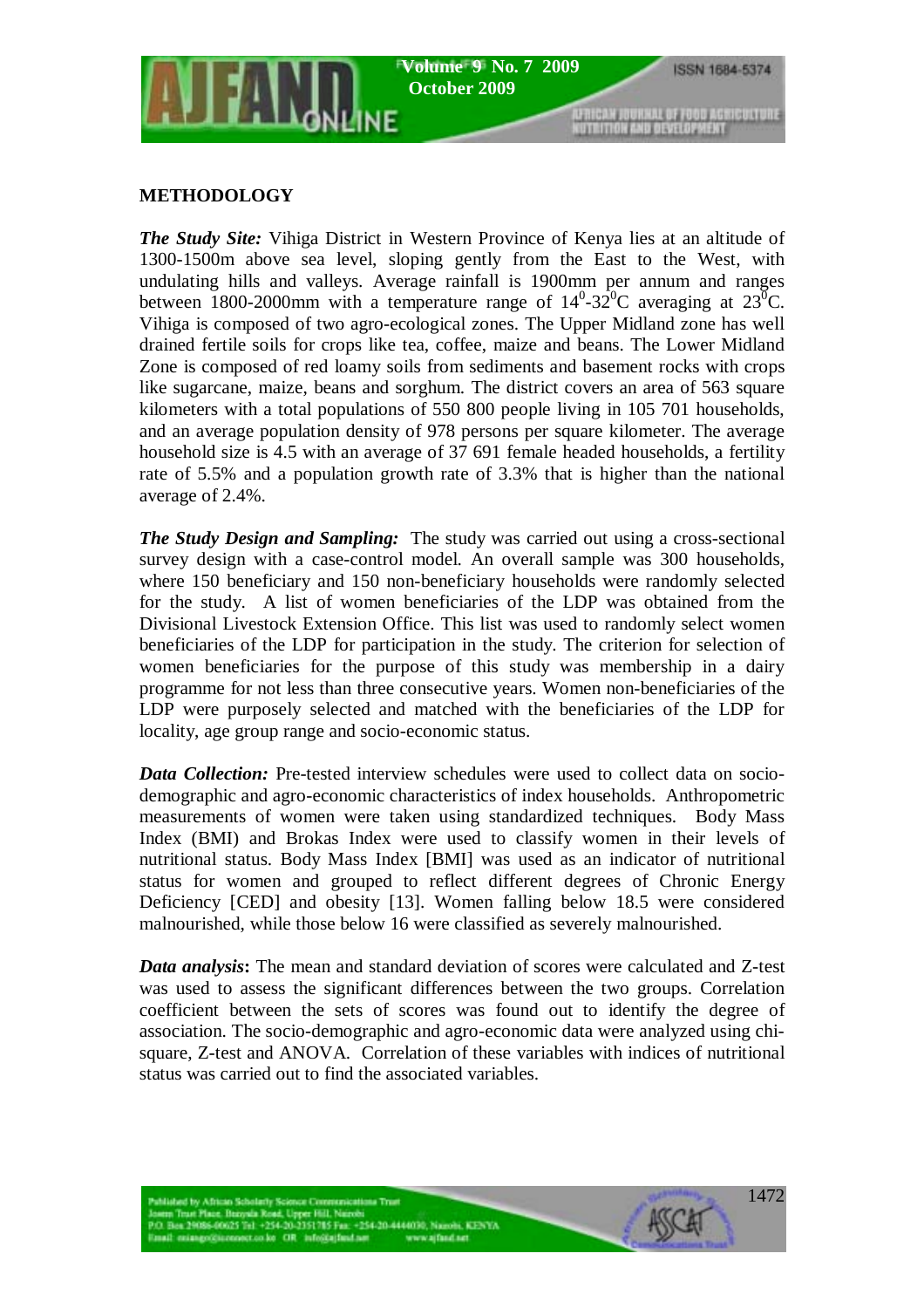## METHODOLOGY

***The Study Site:*** Vihiga District in Western Province of Kenya lies at an altitude of 1300-1500m above sea level, sloping gently from the East to the West, with undulating hills and valleys. Average rainfall is 1900mm per annum and ranges between 1800-2000mm with a temperature range of $14^0$-$32^0$C averaging at $23^0$C. Vihiga is composed of two agro-ecological zones. The Upper Midland zone has well drained fertile soils for crops like tea, coffee, maize and beans. The Lower Midland Zone is composed of red loamy soils from sediments and basement rocks with crops like sugarcane, maize, beans and sorghum. The district covers an area of 563 square kilometers with a total populations of 550 800 people living in 105 701 households, and an average population density of 978 persons per square kilometer. The average household size is 4.5 with an average of 37 691 female headed households, a fertility rate of 5.5% and a population growth rate of 3.3% that is higher than the national average of 2.4%.

***The Study Design and Sampling:*** The study was carried out using a cross-sectional survey design with a case-control model. An overall sample was 300 households, where 150 beneficiary and 150 non-beneficiary households were randomly selected for the study. A list of women beneficiaries of the LDP was obtained from the Divisional Livestock Extension Office. This list was used to randomly select women beneficiaries of the LDP for participation in the study. The criterion for selection of women beneficiaries for the purpose of this study was membership in a dairy programme for not less than three consecutive years. Women non-beneficiaries of the LDP were purposely selected and matched with the beneficiaries of the LDP for locality, age group range and socio-economic status.

***Data Collection:*** Pre-tested interview schedules were used to collect data on socio-demographic and agro-economic characteristics of index households. Anthropometric measurements of women were taken using standardized techniques. Body Mass Index (BMI) and Brokas Index were used to classify women in their levels of nutritional status. Body Mass Index [BMI] was used as an indicator of nutritional status for women and grouped to reflect different degrees of Chronic Energy Deficiency [CED] and obesity [13]. Women falling below 18.5 were considered malnourished, while those below 16 were classified as severely malnourished.

***Data analysis*:** The mean and standard deviation of scores were calculated and Z-test was used to assess the significant differences between the two groups. Correlation coefficient between the sets of scores was found out to identify the degree of association. The socio-demographic and agro-economic data were analyzed using chi-square, Z-test and ANOVA. Correlation of these variables with indices of nutritional status was carried out to find the associated variables.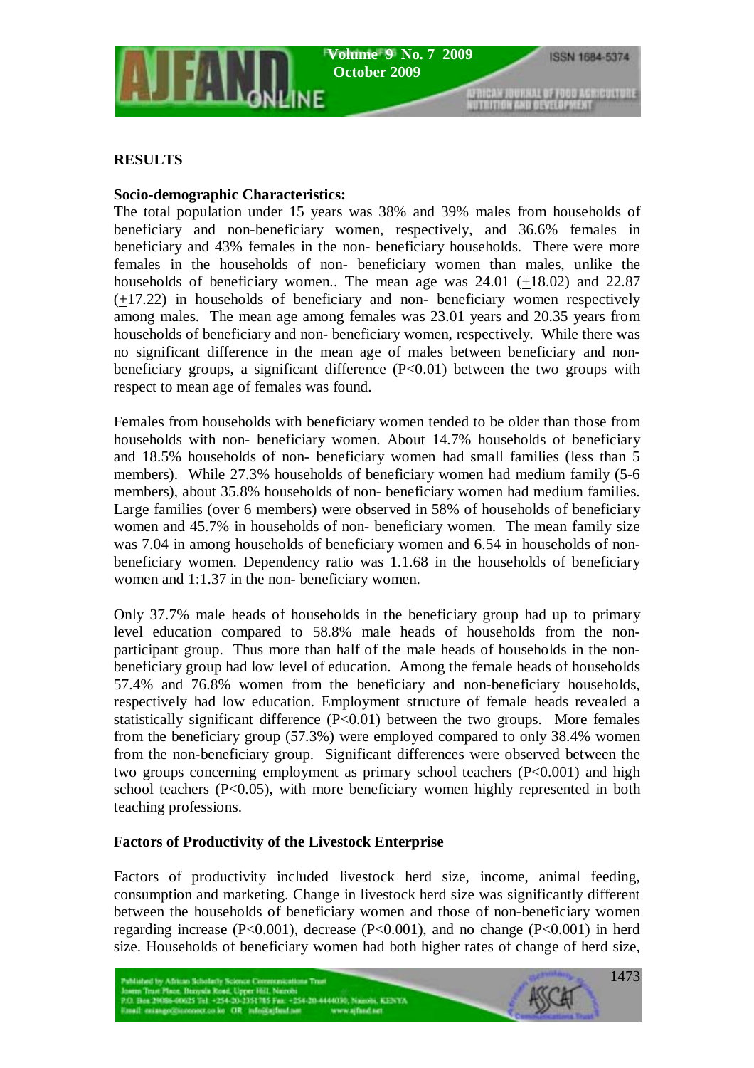## RESULTS

### Socio-demographic Characteristics:

The total population under 15 years was 38% and 39% males from households of beneficiary and non-beneficiary women, respectively, and 36.6% females in beneficiary and 43% females in the non- beneficiary households. There were more females in the households of non- beneficiary women than males, unlike the households of beneficiary women.. The mean age was 24.01 (+18.02) and 22.87 (+17.22) in households of beneficiary and non- beneficiary women respectively among males. The mean age among females was 23.01 years and 20.35 years from households of beneficiary and non- beneficiary women, respectively. While there was no significant difference in the mean age of males between beneficiary and non-beneficiary groups, a significant difference (P<0.01) between the two groups with respect to mean age of females was found.

Females from households with beneficiary women tended to be older than those from households with non- beneficiary women. About 14.7% households of beneficiary and 18.5% households of non- beneficiary women had small families (less than 5 members). While 27.3% households of beneficiary women had medium family (5-6 members), about 35.8% households of non- beneficiary women had medium families. Large families (over 6 members) were observed in 58% of households of beneficiary women and 45.7% in households of non- beneficiary women. The mean family size was 7.04 in among households of beneficiary women and 6.54 in households of non-beneficiary women. Dependency ratio was 1.1.68 in the households of beneficiary women and 1:1.37 in the non- beneficiary women.

Only 37.7% male heads of households in the beneficiary group had up to primary level education compared to 58.8% male heads of households from the non-participant group. Thus more than half of the male heads of households in the non-beneficiary group had low level of education. Among the female heads of households 57.4% and 76.8% women from the beneficiary and non-beneficiary households, respectively had low education. Employment structure of female heads revealed a statistically significant difference (P<0.01) between the two groups. More females from the beneficiary group (57.3%) were employed compared to only 38.4% women from the non-beneficiary group. Significant differences were observed between the two groups concerning employment as primary school teachers (P<0.001) and high school teachers (P<0.05), with more beneficiary women highly represented in both teaching professions.

### Factors of Productivity of the Livestock Enterprise

Factors of productivity included livestock herd size, income, animal feeding, consumption and marketing. Change in livestock herd size was significantly different between the households of beneficiary women and those of non-beneficiary women regarding increase (P<0.001), decrease (P<0.001), and no change (P<0.001) in herd size. Households of beneficiary women had both higher rates of change of herd size,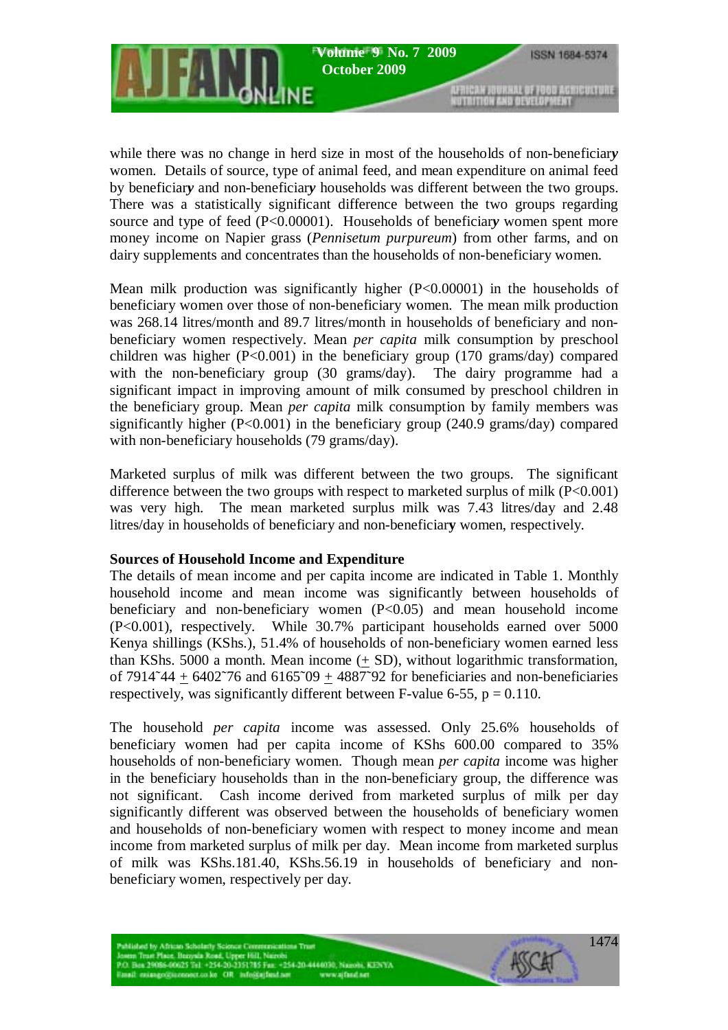while there was no change in herd size in most of the households of non-beneficiar***y*** women. Details of source, type of animal feed, and mean expenditure on animal feed by beneficiar***y*** and non-beneficiar***y*** households was different between the two groups. There was a statistically significant difference between the two groups regarding source and type of feed (P<0.00001). Households of beneficiar***y*** women spent more money income on Napier grass (*Pennisetum purpureum*) from other farms, and on dairy supplements and concentrates than the households of non-beneficiary women.

Mean milk production was significantly higher (P<0.00001) in the households of beneficiary women over those of non-beneficiary women. The mean milk production was 268.14 litres/month and 89.7 litres/month in households of beneficiary and non-beneficiary women respectively. Mean *per capita* milk consumption by preschool children was higher (P<0.001) in the beneficiary group (170 grams/day) compared with the non-beneficiary group (30 grams/day). The dairy programme had a significant impact in improving amount of milk consumed by preschool children in the beneficiary group. Mean *per capita* milk consumption by family members was significantly higher (P<0.001) in the beneficiary group (240.9 grams/day) compared with non-beneficiary households (79 grams/day).

Marketed surplus of milk was different between the two groups. The significant difference between the two groups with respect to marketed surplus of milk (P<0.001) was very high. The mean marketed surplus milk was 7.43 litres/day and 2.48 litres/day in households of beneficiary and non-beneficiar**y** women, respectively.

**Sources of Household Income and Expenditure**

The details of mean income and per capita income are indicated in Table 1. Monthly household income and mean income was significantly between households of beneficiary and non-beneficiary women (P<0.05) and mean household income (P<0.001), respectively. While 30.7% participant households earned over 5000 Kenya shillings (KShs.), 51.4% of households of non-beneficiary women earned less than KShs. 5000 a month. Mean income (+ SD), without logarithmic transformation, of 7914˜44 + 6402˜76 and 6165˜09 + 4887˜92 for beneficiaries and non-beneficiaries respectively, was significantly different between F-value 6-55, p = 0.110.

The household *per capita* income was assessed. Only 25.6% households of beneficiary women had per capita income of KShs 600.00 compared to 35% households of non-beneficiary women. Though mean *per capita* income was higher in the beneficiary households than in the non-beneficiary group, the difference was not significant. Cash income derived from marketed surplus of milk per day significantly different was observed between the households of beneficiary women and households of non-beneficiary women with respect to money income and mean income from marketed surplus of milk per day. Mean income from marketed surplus of milk was KShs.181.40, KShs.56.19 in households of beneficiary and non-beneficiary women, respectively per day.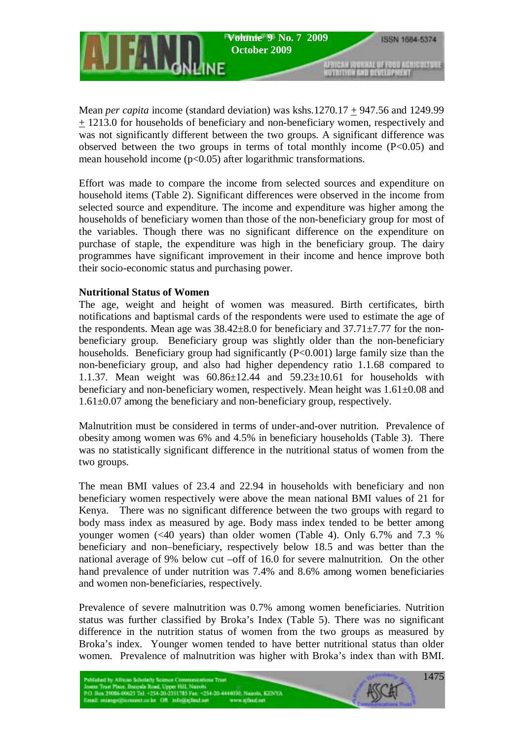Mean *per capita* income (standard deviation) was kshs.1270.17 $\pm$ 947.56 and 1249.99 $\pm$ 1213.0 for households of beneficiary and non-beneficiary women, respectively and was not significantly different between the two groups. A significant difference was observed between the two groups in terms of total monthly income ($P<0.05$) and mean household income ($p<0.05$) after logarithmic transformations.

Effort was made to compare the income from selected sources and expenditure on household items (Table 2). Significant differences were observed in the income from selected source and expenditure. The income and expenditure was higher among the households of beneficiary women than those of the non-beneficiary group for most of the variables. Though there was no significant difference on the expenditure on purchase of staple, the expenditure was high in the beneficiary group. The dairy programmes have significant improvement in their income and hence improve both their socio-economic status and purchasing power.

**Nutritional Status of Women**

The age, weight and height of women was measured. Birth certificates, birth notifications and baptismal cards of the respondents were used to estimate the age of the respondents. Mean age was 38.42±8.0 for beneficiary and 37.71±7.77 for the non-beneficiary group. Beneficiary group was slightly older than the non-beneficiary households. Beneficiary group had significantly ($P<0.001$) large family size than the non-beneficiary group, and also had higher dependency ratio 1.1.68 compared to 1.1.37. Mean weight was 60.86±12.44 and 59.23±10.61 for households with beneficiary and non-beneficiary women, respectively. Mean height was 1.61±0.08 and 1.61±0.07 among the beneficiary and non-beneficiary group, respectively.

Malnutrition must be considered in terms of under-and-over nutrition. Prevalence of obesity among women was 6% and 4.5% in beneficiary households (Table 3). There was no statistically significant difference in the nutritional status of women from the two groups.

The mean BMI values of 23.4 and 22.94 in households with beneficiary and non beneficiary women respectively were above the mean national BMI values of 21 for Kenya. There was no significant difference between the two groups with regard to body mass index as measured by age. Body mass index tended to be better among younger women (<40 years) than older women (Table 4). Only 6.7% and 7.3 % beneficiary and non–beneficiary, respectively below 18.5 and was better than the national average of 9% below cut –off of 16.0 for severe malnutrition. On the other hand prevalence of under nutrition was 7.4% and 8.6% among women beneficiaries and women non-beneficiaries, respectively.

Prevalence of severe malnutrition was 0.7% among women beneficiaries. Nutrition status was further classified by Broka's Index (Table 5). There was no significant difference in the nutrition status of women from the two groups as measured by Broka's index. Younger women tended to have better nutritional status than older women. Prevalence of malnutrition was higher with Broka's index than with BMI.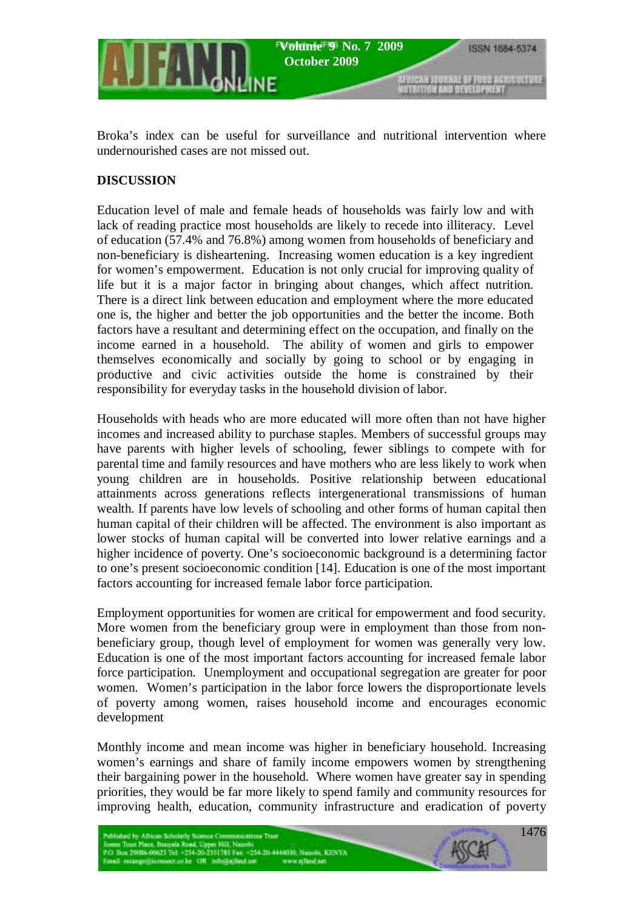Broka's index can be useful for surveillance and nutritional intervention where undernourished cases are not missed out.

## DISCUSSION

Education level of male and female heads of households was fairly low and with lack of reading practice most households are likely to recede into illiteracy. Level of education (57.4% and 76.8%) among women from households of beneficiary and non-beneficiary is disheartening. Increasing women education is a key ingredient for women's empowerment. Education is not only crucial for improving quality of life but it is a major factor in bringing about changes, which affect nutrition. There is a direct link between education and employment where the more educated one is, the higher and better the job opportunities and the better the income. Both factors have a resultant and determining effect on the occupation, and finally on the income earned in a household. The ability of women and girls to empower themselves economically and socially by going to school or by engaging in productive and civic activities outside the home is constrained by their responsibility for everyday tasks in the household division of labor.

Households with heads who are more educated will more often than not have higher incomes and increased ability to purchase staples. Members of successful groups may have parents with higher levels of schooling, fewer siblings to compete with for parental time and family resources and have mothers who are less likely to work when young children are in households. Positive relationship between educational attainments across generations reflects intergenerational transmissions of human wealth. If parents have low levels of schooling and other forms of human capital then human capital of their children will be affected. The environment is also important as lower stocks of human capital will be converted into lower relative earnings and a higher incidence of poverty. One's socioeconomic background is a determining factor to one's present socioeconomic condition [14]. Education is one of the most important factors accounting for increased female labor force participation.

Employment opportunities for women are critical for empowerment and food security. More women from the beneficiary group were in employment than those from non-beneficiary group, though level of employment for women was generally very low. Education is one of the most important factors accounting for increased female labor force participation. Unemployment and occupational segregation are greater for poor women. Women's participation in the labor force lowers the disproportionate levels of poverty among women, raises household income and encourages economic development

Monthly income and mean income was higher in beneficiary household. Increasing women's earnings and share of family income empowers women by strengthening their bargaining power in the household. Where women have greater say in spending priorities, they would be far more likely to spend family and community resources for improving health, education, community infrastructure and eradication of poverty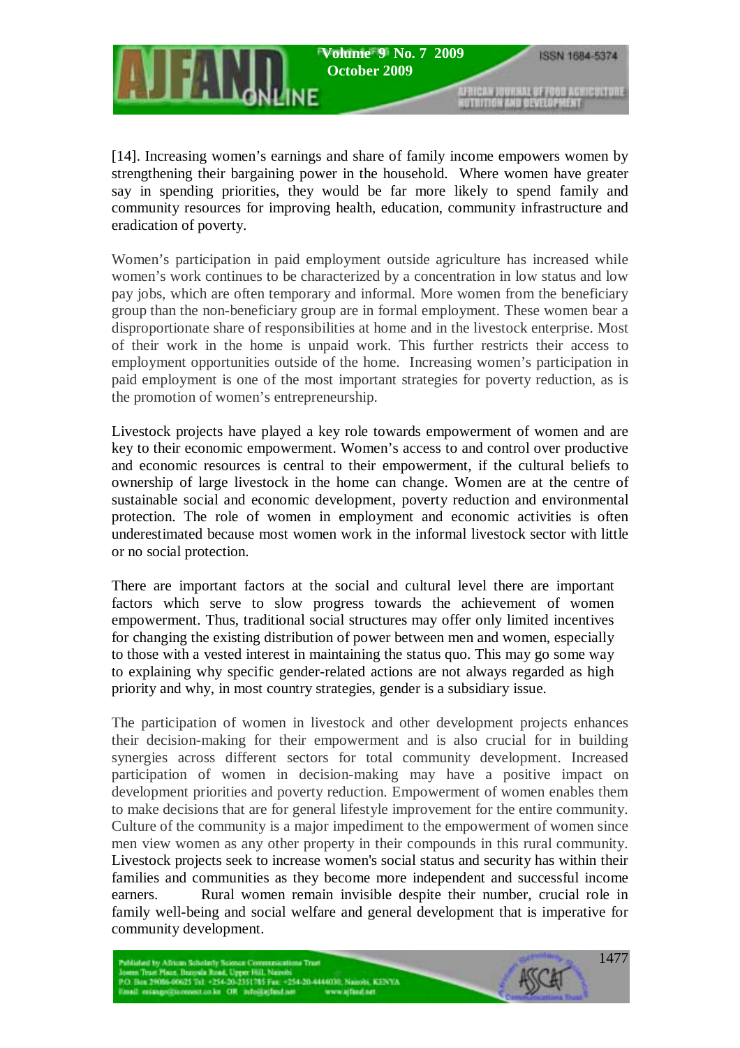[14]. Increasing women's earnings and share of family income empowers women by strengthening their bargaining power in the household. Where women have greater say in spending priorities, they would be far more likely to spend family and community resources for improving health, education, community infrastructure and eradication of poverty.

Women's participation in paid employment outside agriculture has increased while women's work continues to be characterized by a concentration in low status and low pay jobs, which are often temporary and informal. More women from the beneficiary group than the non-beneficiary group are in formal employment. These women bear a disproportionate share of responsibilities at home and in the livestock enterprise. Most of their work in the home is unpaid work. This further restricts their access to employment opportunities outside of the home. Increasing women's participation in paid employment is one of the most important strategies for poverty reduction, as is the promotion of women's entrepreneurship.

Livestock projects have played a key role towards empowerment of women and are key to their economic empowerment. Women's access to and control over productive and economic resources is central to their empowerment, if the cultural beliefs to ownership of large livestock in the home can change. Women are at the centre of sustainable social and economic development, poverty reduction and environmental protection. The role of women in employment and economic activities is often underestimated because most women work in the informal livestock sector with little or no social protection.

There are important factors at the social and cultural level there are important factors which serve to slow progress towards the achievement of women empowerment. Thus, traditional social structures may offer only limited incentives for changing the existing distribution of power between men and women, especially to those with a vested interest in maintaining the status quo. This may go some way to explaining why specific gender-related actions are not always regarded as high priority and why, in most country strategies, gender is a subsidiary issue.

The participation of women in livestock and other development projects enhances their decision-making for their empowerment and is also crucial for in building synergies across different sectors for total community development. Increased participation of women in decision-making may have a positive impact on development priorities and poverty reduction. Empowerment of women enables them to make decisions that are for general lifestyle improvement for the entire community. Culture of the community is a major impediment to the empowerment of women since men view women as any other property in their compounds in this rural community. Livestock projects seek to increase women's social status and security has within their families and communities as they become more independent and successful income earners. Rural women remain invisible despite their number, crucial role in family well-being and social welfare and general development that is imperative for community development.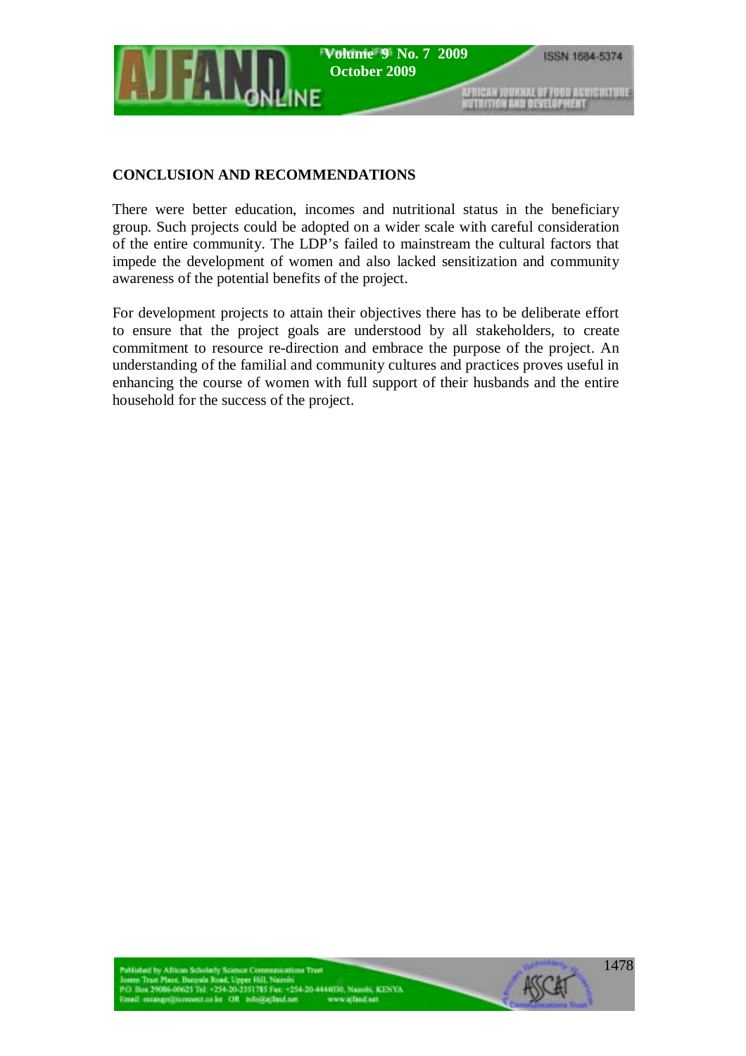## CONCLUSION AND RECOMMENDATIONS

There were better education, incomes and nutritional status in the beneficiary group. Such projects could be adopted on a wider scale with careful consideration of the entire community. The LDP's failed to mainstream the cultural factors that impede the development of women and also lacked sensitization and community awareness of the potential benefits of the project.

For development projects to attain their objectives there has to be deliberate effort to ensure that the project goals are understood by all stakeholders, to create commitment to resource re-direction and embrace the purpose of the project. An understanding of the familial and community cultures and practices proves useful in enhancing the course of women with full support of their husbands and the entire household for the success of the project.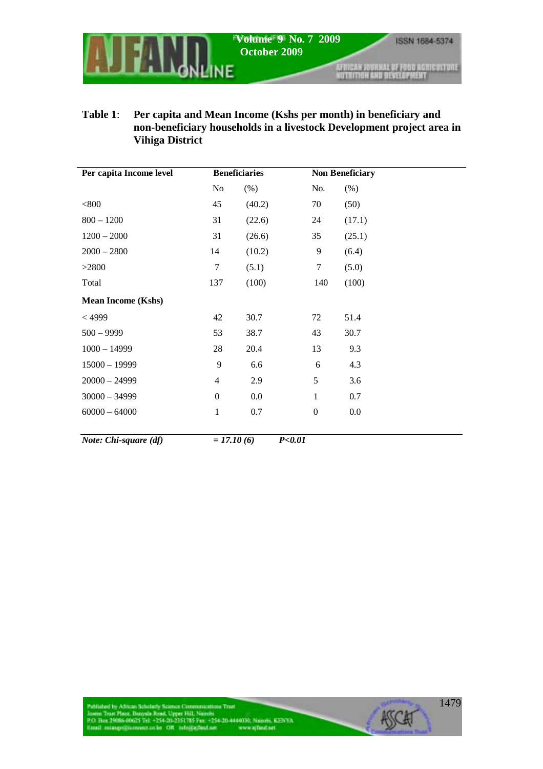**Table 1**: **Per capita and Mean Income (Kshs per month) in beneficiary and non-beneficiary households in a livestock Development project area in Vihiga District**

| Per capita Income level | Beneficiaries | | Non Beneficiary | |
|---|---|---|---|---|
| | No | (%) | No. | (%) |
| <800 | 45 | (40.2) | 70 | (50) |
| 800 – 1200 | 31 | (22.6) | 24 | (17.1) |
| 1200 – 2000 | 31 | (26.6) | 35 | (25.1) |
| 2000 – 2800 | 14 | (10.2) | 9 | (6.4) |
| >2800 | 7 | (5.1) | 7 | (5.0) |
| Total | 137 | (100) | 140 | (100) |
| **Mean Income (Kshs)** | | | | |
| < 4999 | 42 | 30.7 | 72 | 51.4 |
| 500 – 9999 | 53 | 38.7 | 43 | 30.7 |
| 1000 – 14999 | 28 | 20.4 | 13 | 9.3 |
| 15000 – 19999 | 9 | 6.6 | 6 | 4.3 |
| 20000 – 24999 | 4 | 2.9 | 5 | 3.6 |
| 30000 – 34999 | 0 | 0.0 | 1 | 0.7 |
| 60000 – 64000 | 1 | 0.7 | 0 | 0.0 |

***Note: Chi-square (df)*** ***= 17.10 (6)*** ***$P<0.01$***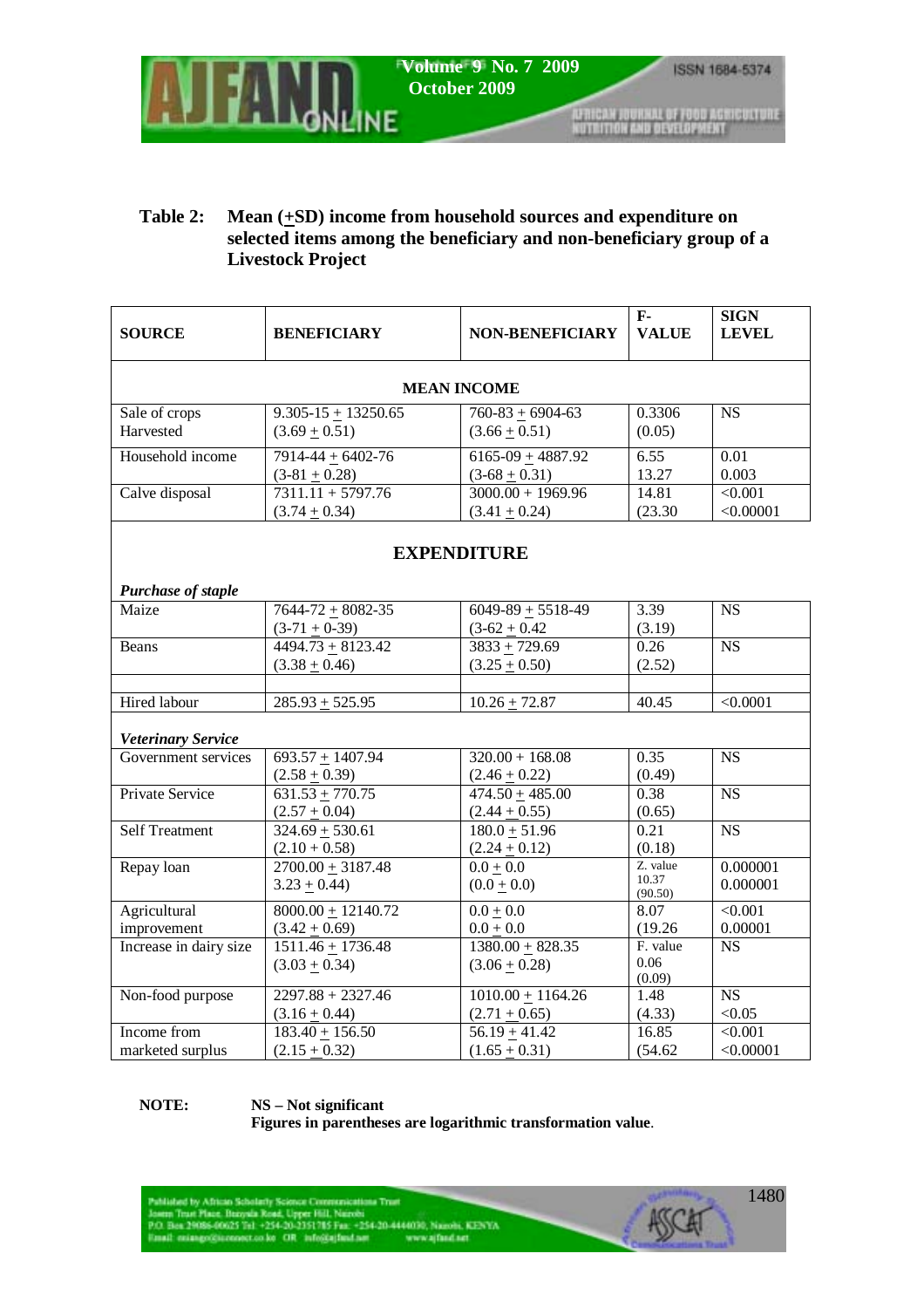**Table 2: Mean (+SD) income from household sources and expenditure on selected items among the beneficiary and non-beneficiary group of a Livestock Project**

| SOURCE | BENEFICIARY | NON-BENEFICIARY | F-VALUE | SIGN LEVEL |
|---|---|---|---|---|
| **MEAN INCOME** | | | | |
| Sale of crops Harvested | 9.305-15 + 13250.65 (3.69 + 0.51) | 760-83 + 6904-63 (3.66 + 0.51) | 0.3306 (0.05) | NS |
| Household income | 7914-44 + 6402-76 (3-81 + 0.28) | 6165-09 + 4887.92 (3-68 + 0.31) | 6.55 13.27 | 0.01 0.003 |
| Calve disposal | 7311.11 + 5797.76 (3.74 + 0.34) | 3000.00 + 1969.96 (3.41 + 0.24) | 14.81 (23.30 | <0.001 <0.00001 |
| **EXPENDITURE** | | | | |
| ***Purchase of staple*** | | | | |
| Maize | 7644-72 + 8082-35 (3-71 + 0-39) | 6049-89 + 5518-49 (3-62 + 0.42 | 3.39 (3.19) | NS |
| Beans | 4494.73 + 8123.42 (3.38 + 0.46) | 3833 + 729.69 (3.25 + 0.50) | 0.26 (2.52) | NS |
| | | | | |
| Hired labour | 285.93 + 525.95 | 10.26 + 72.87 | 40.45 | <0.0001 |
| ***Veterinary Service*** | | | | |
| Government services | 693.57 + 1407.94 (2.58 + 0.39) | 320.00 + 168.08 (2.46 + 0.22) | 0.35 (0.49) | NS |
| Private Service | 631.53 + 770.75 (2.57 + 0.04) | 474.50 + 485.00 (2.44 + 0.55) | 0.38 (0.65) | NS |
| Self Treatment | 324.69 + 530.61 (2.10 + 0.58) | 180.0 + 51.96 (2.24 + 0.12) | 0.21 (0.18) | NS |
| Repay loan | 2700.00 + 3187.48 3.23 + 0.44) | 0.0 + 0.0 (0.0 + 0.0) | Z. value 10.37 (90.50) | 0.000001 0.000001 |
| Agricultural improvement | 8000.00 + 12140.72 (3.42 + 0.69) | 0.0 + 0.0 0.0 + 0.0 | 8.07 (19.26 | <0.001 0.00001 |
| Increase in dairy size | 1511.46 + 1736.48 (3.03 + 0.34) | 1380.00 + 828.35 (3.06 + 0.28) | F. value 0.06 (0.09) | NS |
| Non-food purpose | 2297.88 + 2327.46 (3.16 + 0.44) | 1010.00 + 1164.26 (2.71 + 0.65) | 1.48 (4.33) | NS <0.05 |
| Income from marketed surplus | 183.40 + 156.50 (2.15 + 0.32) | 56.19 + 41.42 (1.65 + 0.31) | 16.85 (54.62 | <0.001 <0.00001 |

**NOTE:** **NS – Not significant**
**Figures in parentheses are logarithmic transformation value**.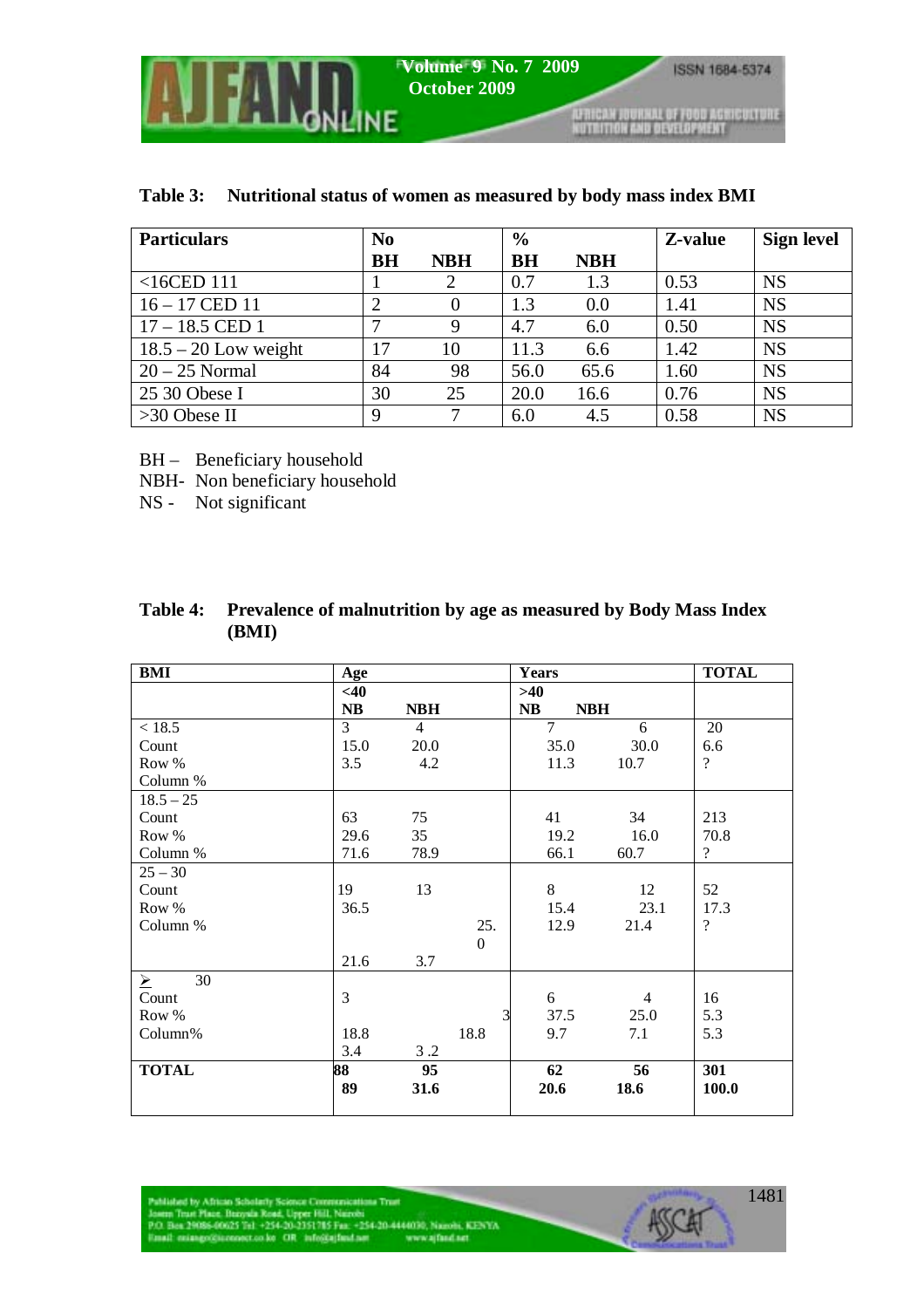**Table 3: Nutritional status of women as measured by body mass index BMI**

| Particulars | No | | % | | Z-value | Sign level |
|---|---|---|---|---|---|---|
| | BH | NBH | BH | NBH | | |
| <16CED 111 | 1 | 2 | 0.7 | 1.3 | 0.53 | NS |
| 16 – 17 CED 11 | 2 | 0 | 1.3 | 0.0 | 1.41 | NS |
| 17 – 18.5 CED 1 | 7 | 9 | 4.7 | 6.0 | 0.50 | NS |
| 18.5 – 20 Low weight | 17 | 10 | 11.3 | 6.6 | 1.42 | NS |
| 20 – 25 Normal | 84 | 98 | 56.0 | 65.6 | 1.60 | NS |
| 25 30 Obese I | 30 | 25 | 20.0 | 16.6 | 0.76 | NS |
| >30 Obese II | 9 | 7 | 6.0 | 4.5 | 0.58 | NS |

BH – Beneficiary household
NBH- Non beneficiary household
NS - Not significant

**Table 4: Prevalence of malnutrition by age as measured by Body Mass Index (BMI)**

| BMI | Age | | Years | | TOTAL |
|---|---|---|---|---|---|
| | <40 | | >40 | | |
| | NB | NBH | NB | NBH | |
| < 18.5 | 3 | 4 | 7 | 6 | 20 |
| Count | 15.0 | 20.0 | 35.0 | 30.0 | 6.6 |
| Row % | 3.5 | 4.2 | 11.3 | 10.7 | ? |
| Column % | | | | | |
| 18.5 – 25 | | | | | |
| Count | 63 | 75 | 41 | 34 | 213 |
| Row % | 29.6 | 35 | 19.2 | 16.0 | 70.8 |
| Column % | 71.6 | 78.9 | 66.1 | 60.7 | ? |
| 25 – 30 | | | | | |
| Count | 19 | 13 | 8 | 12 | 52 |
| Row % | 36.5 | 25.0 | 15.4 | 23.1 | 17.3 |
| Column % | 21.6 | 3.7 | 12.9 | 21.4 | ? |
| ➢ 30 | | | | | |
| Count | 3 | 3 | 6 | 4 | 16 |
| Row % | 18.8 | 18.8 | 37.5 | 25.0 | 5.3 |
| Column% | 3.4 | 3 .2 | 9.7 | 7.1 | 5.3 |
| **TOTAL** | **88** | **95** | **62** | **56** | **301** |
| | **89** | **31.6** | **20.6** | **18.6** | **100.0** |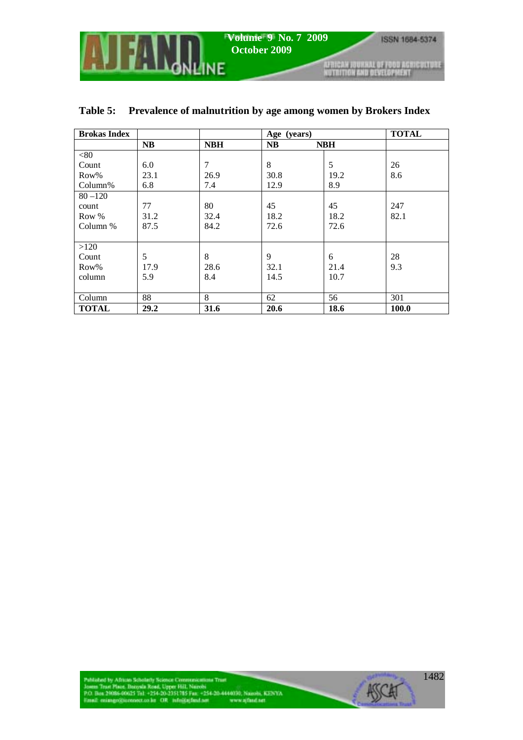**Table 5: Prevalence of malnutrition by age among women by Brokers Index**

| Brokas Index | | | Age (years) | | TOTAL |
|---|---|---|---|---|---|
| | NB | NBH | NB | NBH | |
| <80 | | | | | |
| Count | 6.0 | 7 | 8 | 5 | 26 |
| Row% | 23.1 | 26.9 | 30.8 | 19.2 | 8.6 |
| Column% | 6.8 | 7.4 | 12.9 | 8.9 | |
| 80 –120 | | | | | |
| count | 77 | 80 | 45 | 45 | 247 |
| Row % | 31.2 | 32.4 | 18.2 | 18.2 | 82.1 |
| Column % | 87.5 | 84.2 | 72.6 | 72.6 | |
| >120 | | | | | |
| Count | 5 | 8 | 9 | 6 | 28 |
| Row% | 17.9 | 28.6 | 32.1 | 21.4 | 9.3 |
| column | 5.9 | 8.4 | 14.5 | 10.7 | |
| Column | 88 | 8 | 62 | 56 | 301 |
| **TOTAL** | **29.2** | **31.6** | **20.6** | **18.6** | **100.0** |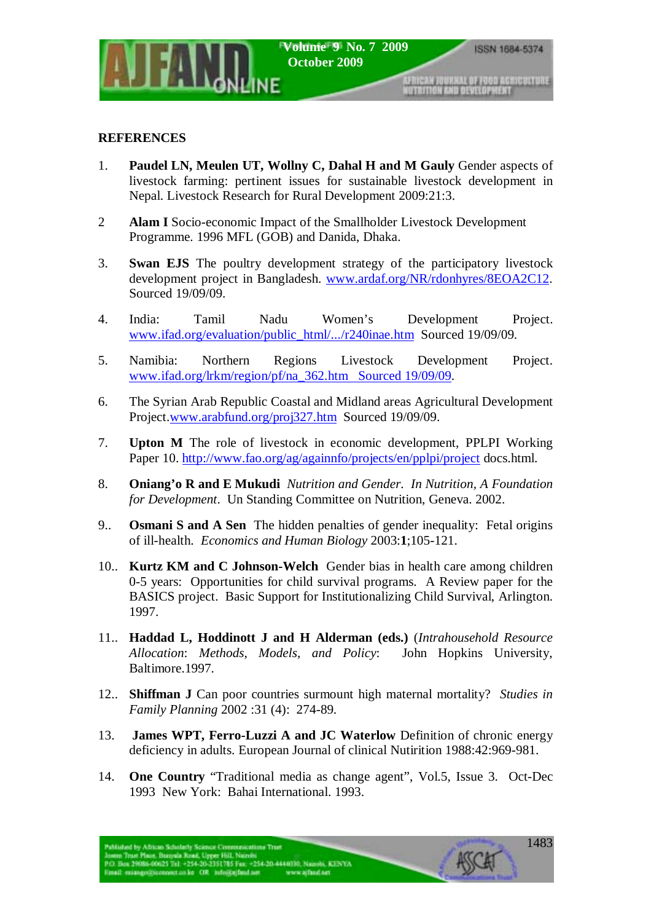## REFERENCES

1. **Paudel LN, Meulen UT, Wollny C, Dahal H and M Gauly** Gender aspects of livestock farming: pertinent issues for sustainable livestock development in Nepal. Livestock Research for Rural Development 2009:21:3.

2 **Alam I** Socio-economic Impact of the Smallholder Livestock Development Programme. 1996 MFL (GOB) and Danida, Dhaka.

3. **Swan EJS** The poultry development strategy of the participatory livestock development project in Bangladesh. www.ardaf.org/NR/rdonhyres/8EOA2C12. Sourced 19/09/09.

4. India: Tamil Nadu Women's Development Project. www.ifad.org/evaluation/public_html/.../r240inae.htm Sourced 19/09/09.

5. Namibia: Northern Regions Livestock Development Project. www.ifad.org/lrkm/region/pf/na_362.htm Sourced 19/09/09.

6. The Syrian Arab Republic Coastal and Midland areas Agricultural Development Project.www.arabfund.org/proj327.htm Sourced 19/09/09.

7. **Upton M** The role of livestock in economic development, PPLPI Working Paper 10. http://www.fao.org/ag/againnfo/projects/en/pplpi/project docs.html.

8. **Oniang'o R and E Mukudi** *Nutrition and Gender*. *In Nutrition, A Foundation for Development*. Un Standing Committee on Nutrition, Geneva. 2002.

9.. **Osmani S and A Sen** The hidden penalties of gender inequality: Fetal origins of ill-health. *Economics and Human Biology* 2003:**1**;105-121.

10.. **Kurtz KM and C Johnson-Welch** Gender bias in health care among children 0-5 years: Opportunities for child survival programs. A Review paper for the BASICS project. Basic Support for Institutionalizing Child Survival, Arlington. 1997.

11.. **Haddad L, Hoddinott J and H Alderman (eds.)** (*Intrahousehold Resource Allocation*: *Methods, Models, and Policy*: John Hopkins University, Baltimore.1997.

12.. **Shiffman J** Can poor countries surmount high maternal mortality? *Studies in Family Planning* 2002 :31 (4): 274-89.

13. **James WPT, Ferro-Luzzi A and JC Waterlow** Definition of chronic energy deficiency in adults. European Journal of clinical Nutirition 1988:42:969-981.

14. **One Country** "Traditional media as change agent", Vol.5, Issue 3. Oct-Dec 1993 New York: Bahai International. 1993.